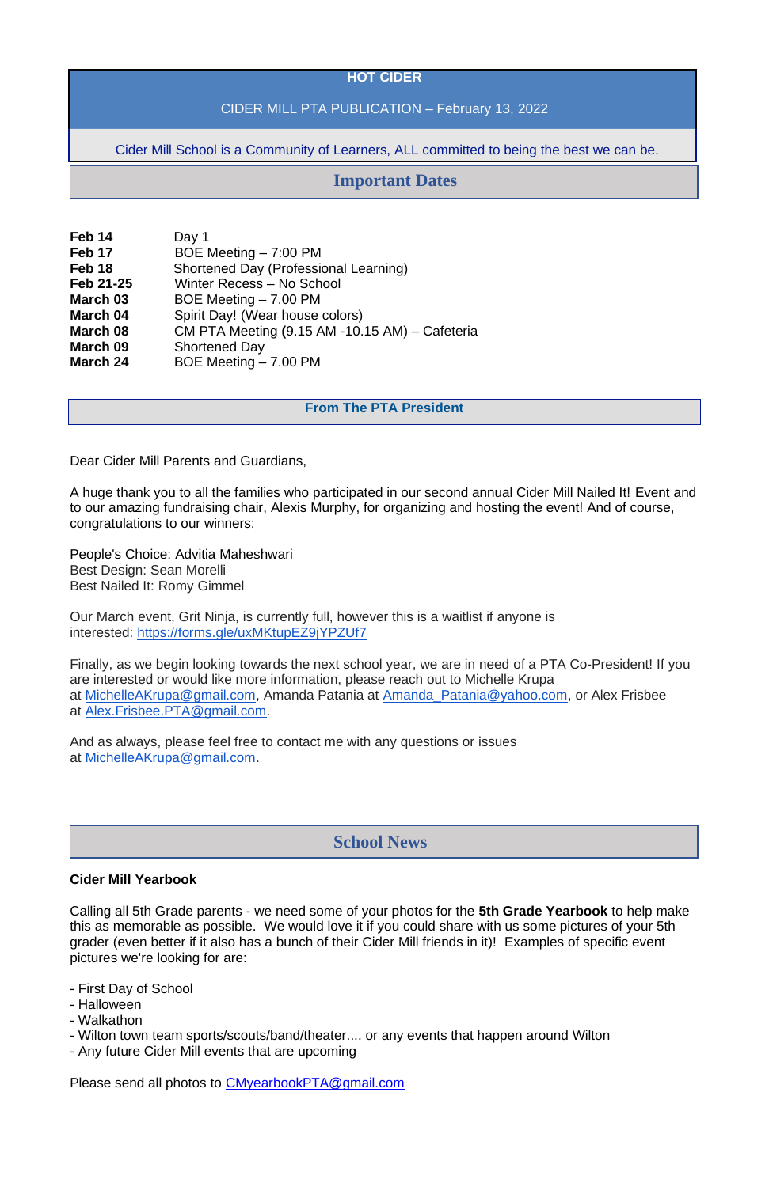# HOT CIDER

CIDER MILL PTA PUBLICATION – February 13, 2022

Cider Mill School is a Community of Learners, ALL committed to being the best we can be.

## Important Dates

| | |
|---|---|
| **Feb 14** | Day 1 |
| **Feb 17** | BOE Meeting – 7:00 PM |
| **Feb 18** | Shortened Day (Professional Learning) |
| **Feb 21-25** | Winter Recess – No School |
| **March 03** | BOE Meeting – 7.00 PM |
| **March 04** | Spirit Day! (Wear house colors) |
| **March 08** | CM PTA Meeting **(**9.15 AM -10.15 AM) – Cafeteria |
| **March 09** | Shortened Day |
| **March 24** | BOE Meeting – 7.00 PM |

## From The PTA President

Dear Cider Mill Parents and Guardians,

A huge thank you to all the families who participated in our second annual Cider Mill Nailed It! Event and to our amazing fundraising chair, Alexis Murphy, for organizing and hosting the event! And of course, congratulations to our winners:

People's Choice: Advitia Maheshwari
Best Design: Sean Morelli
Best Nailed It: Romy Gimmel

Our March event, Grit Ninja, is currently full, however this is a waitlist if anyone is interested: https://forms.gle/uxMKtupEZ9jYPZUf7

Finally, as we begin looking towards the next school year, we are in need of a PTA Co-President! If you are interested or would like more information, please reach out to Michelle Krupa at MichelleAKrupa@gmail.com, Amanda Patania at Amanda_Patania@yahoo.com, or Alex Frisbee at Alex.Frisbee.PTA@gmail.com.

And as always, please feel free to contact me with any questions or issues at MichelleAKrupa@gmail.com.

## School News

**Cider Mill Yearbook**

Calling all 5th Grade parents - we need some of your photos for the **5th Grade Yearbook** to help make this as memorable as possible. We would love it if you could share with us some pictures of your 5th grader (even better if it also has a bunch of their Cider Mill friends in it)! Examples of specific event pictures we're looking for are:

- First Day of School
- Halloween
- Walkathon
- Wilton town team sports/scouts/band/theater.... or any events that happen around Wilton
- Any future Cider Mill events that are upcoming

Please send all photos to CMyearbookPTA@gmail.com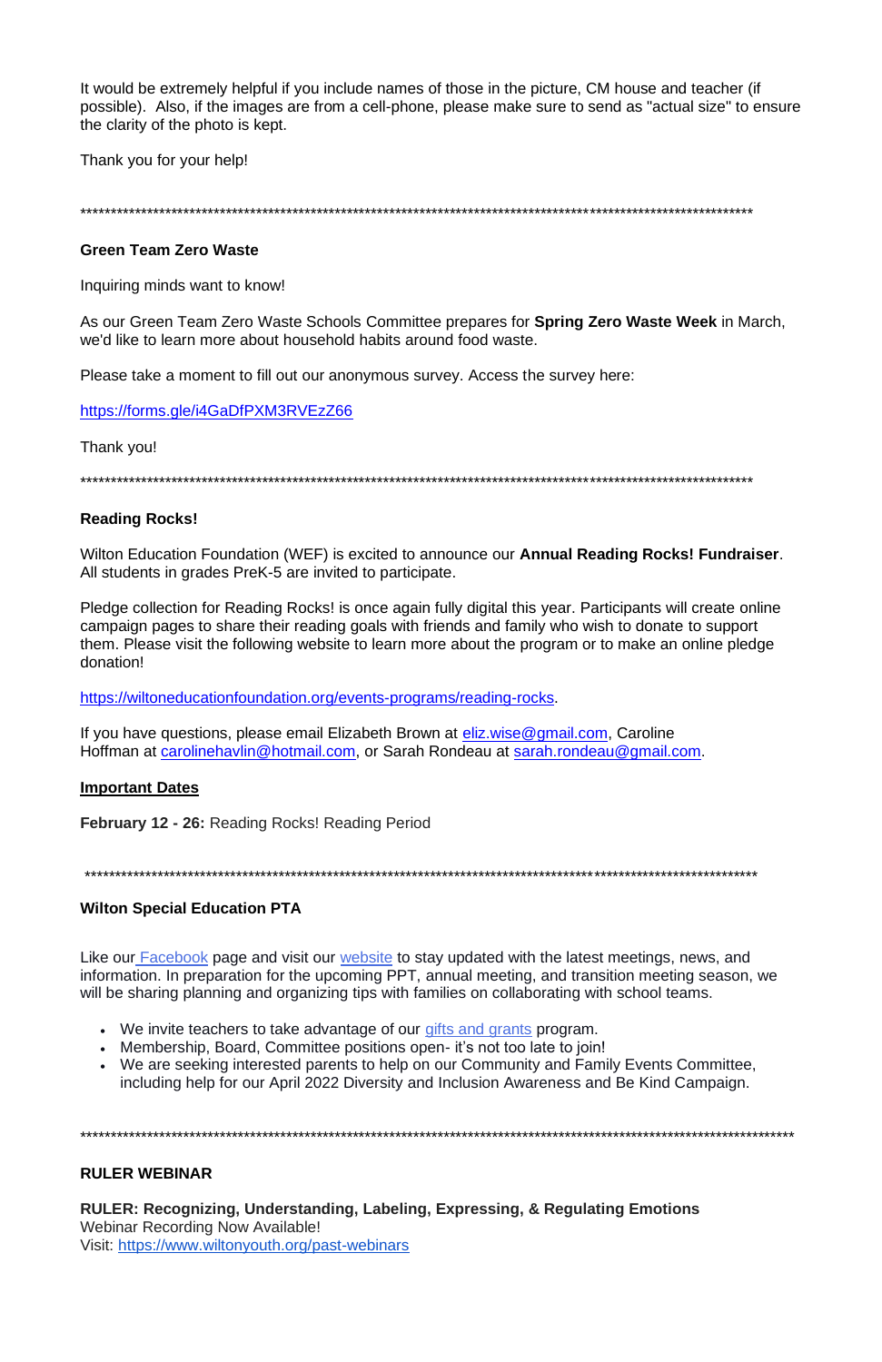It would be extremely helpful if you include names of those in the picture, CM house and teacher (if possible). Also, if the images are from a cell-phone, please make sure to send as "actual size" to ensure the clarity of the photo is kept.

Thank you for your help!

**************************************************************************************************************

**Green Team Zero Waste**

Inquiring minds want to know!

As our Green Team Zero Waste Schools Committee prepares for **Spring Zero Waste Week** in March, we'd like to learn more about household habits around food waste.

Please take a moment to fill out our anonymous survey. Access the survey here:

https://forms.gle/i4GaDfPXM3RVEzZ66

Thank you!

**************************************************************************************************************

**Reading Rocks!**

Wilton Education Foundation (WEF) is excited to announce our **Annual Reading Rocks! Fundraiser**. All students in grades PreK-5 are invited to participate.

Pledge collection for Reading Rocks! is once again fully digital this year. Participants will create online campaign pages to share their reading goals with friends and family who wish to donate to support them. Please visit the following website to learn more about the program or to make an online pledge donation!

https://wiltoneducationfoundation.org/events-programs/reading-rocks.

If you have questions, please email Elizabeth Brown at eliz.wise@gmail.com, Caroline Hoffman at carolinehavlin@hotmail.com, or Sarah Rondeau at sarah.rondeau@gmail.com.

**Important Dates**

**February 12 - 26:** Reading Rocks! Reading Period

**************************************************************************************************************

**Wilton Special Education PTA**

Like our Facebook page and visit our website to stay updated with the latest meetings, news, and information. In preparation for the upcoming PPT, annual meeting, and transition meeting season, we will be sharing planning and organizing tips with families on collaborating with school teams.

- We invite teachers to take advantage of our gifts and grants program.
- Membership, Board, Committee positions open- it's not too late to join!
- We are seeking interested parents to help on our Community and Family Events Committee, including help for our April 2022 Diversity and Inclusion Awareness and Be Kind Campaign.

**************************************************************************************************************

**RULER WEBINAR**

**RULER: Recognizing, Understanding, Labeling, Expressing, & Regulating Emotions**
Webinar Recording Now Available!
Visit: https://www.wiltonyouth.org/past-webinars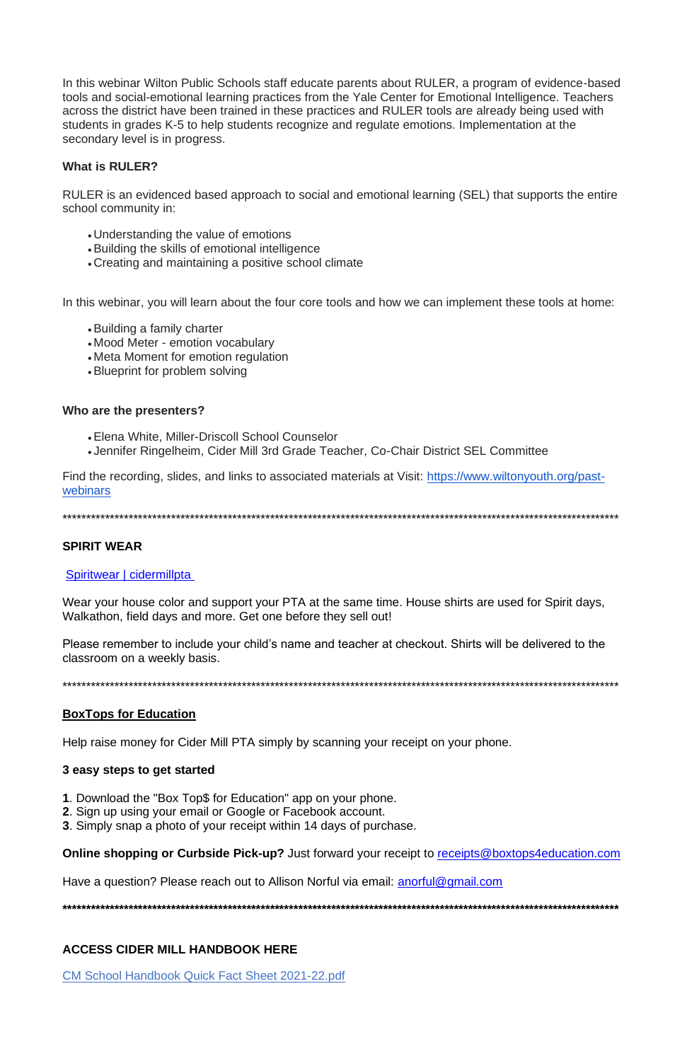In this webinar Wilton Public Schools staff educate parents about RULER, a program of evidence-based tools and social-emotional learning practices from the Yale Center for Emotional Intelligence. Teachers across the district have been trained in these practices and RULER tools are already being used with students in grades K-5 to help students recognize and regulate emotions. Implementation at the secondary level is in progress.

**What is RULER?**

RULER is an evidenced based approach to social and emotional learning (SEL) that supports the entire school community in:

- Understanding the value of emotions
- Building the skills of emotional intelligence
- Creating and maintaining a positive school climate

In this webinar, you will learn about the four core tools and how we can implement these tools at home:

- Building a family charter
- Mood Meter - emotion vocabulary
- Meta Moment for emotion regulation
- Blueprint for problem solving

**Who are the presenters?**

- Elena White, Miller-Driscoll School Counselor
- Jennifer Ringelheim, Cider Mill 3rd Grade Teacher, Co-Chair District SEL Committee

Find the recording, slides, and links to associated materials at Visit: [https://www.wiltonyouth.org/past-webinars](https://www.wiltonyouth.org/past-webinars)

*************************************************************************************************************

**SPIRIT WEAR**

[Spiritwear | cidermillpta](Spiritwear | cidermillpta)

Wear your house color and support your PTA at the same time. House shirts are used for Spirit days, Walkathon, field days and more. Get one before they sell out!

Please remember to include your child's name and teacher at checkout. Shirts will be delivered to the classroom on a weekly basis.

*************************************************************************************************************

**BoxTops for Education**

Help raise money for Cider Mill PTA simply by scanning your receipt on your phone.

**3 easy steps to get started**

**1**. Download the "Box Top$ for Education" app on your phone.
**2**. Sign up using your email or Google or Facebook account.
**3**. Simply snap a photo of your receipt within 14 days of purchase.

**Online shopping or Curbside Pick-up?** Just forward your receipt to [receipts@boxtops4education.com](mailto:receipts@boxtops4education.com)

Have a question? Please reach out to Allison Norful via email: [anorful@gmail.com](mailto:anorful@gmail.com)

*************************************************************************************************************

**ACCESS CIDER MILL HANDBOOK HERE**

[CM School Handbook Quick Fact Sheet 2021-22.pdf](CM School Handbook Quick Fact Sheet 2021-22.pdf)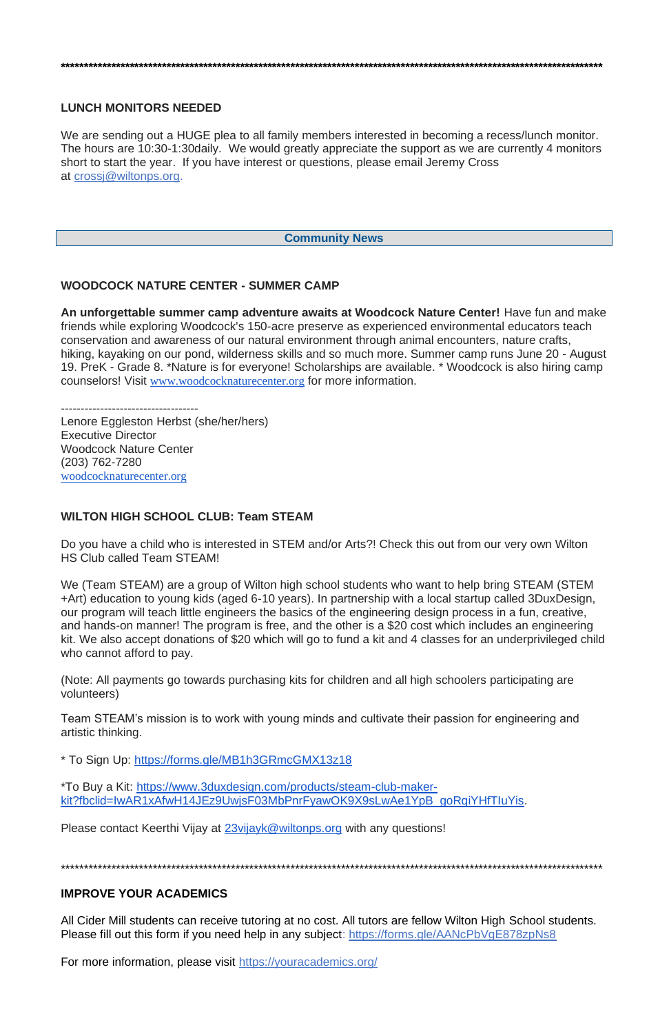****************************************************************************************************************

**LUNCH MONITORS NEEDED**

We are sending out a HUGE plea to all family members interested in becoming a recess/lunch monitor. The hours are 10:30-1:30daily. We would greatly appreciate the support as we are currently 4 monitors short to start the year. If you have interest or questions, please email Jeremy Cross at crossj@wiltonps.org.

**Community News**

**WOODCOCK NATURE CENTER - SUMMER CAMP**

**An unforgettable summer camp adventure awaits at Woodcock Nature Center!** Have fun and make friends while exploring Woodcock's 150-acre preserve as experienced environmental educators teach conservation and awareness of our natural environment through animal encounters, nature crafts, hiking, kayaking on our pond, wilderness skills and so much more. Summer camp runs June 20 - August 19. PreK - Grade 8. *Nature is for everyone! Scholarships are available. * Woodcock is also hiring camp counselors! Visit www.woodcocknaturecenter.org for more information.

-----------------------------------
Lenore Eggleston Herbst (she/her/hers)
Executive Director
Woodcock Nature Center
(203) 762-7280
woodcocknaturecenter.org

**WILTON HIGH SCHOOL CLUB: Team STEAM**

Do you have a child who is interested in STEM and/or Arts?! Check this out from our very own Wilton HS Club called Team STEAM!

We (Team STEAM) are a group of Wilton high school students who want to help bring STEAM (STEM +Art) education to young kids (aged 6-10 years). In partnership with a local startup called 3DuxDesign, our program will teach little engineers the basics of the engineering design process in a fun, creative, and hands-on manner! The program is free, and the other is a $20 cost which includes an engineering kit. We also accept donations of $20 which will go to fund a kit and 4 classes for an underprivileged child who cannot afford to pay.

(Note: All payments go towards purchasing kits for children and all high schoolers participating are volunteers)

Team STEAM's mission is to work with young minds and cultivate their passion for engineering and artistic thinking.

* To Sign Up: https://forms.gle/MB1h3GRmcGMX13z18

*To Buy a Kit: https://www.3duxdesign.com/products/steam-club-maker-kit?fbclid=IwAR1xAfwH14JEz9UwjsF03MbPnrFyawOK9X9sLwAe1YpB_goRqiYHfTIuYis.

Please contact Keerthi Vijay at 23vijayk@wiltonps.org with any questions!

****************************************************************************************************************

**IMPROVE YOUR ACADEMICS**

All Cider Mill students can receive tutoring at no cost. All tutors are fellow Wilton High School students. Please fill out this form if you need help in any subject: https://forms.gle/AANcPbVgE878zpNs8

For more information, please visit https://youracademics.org/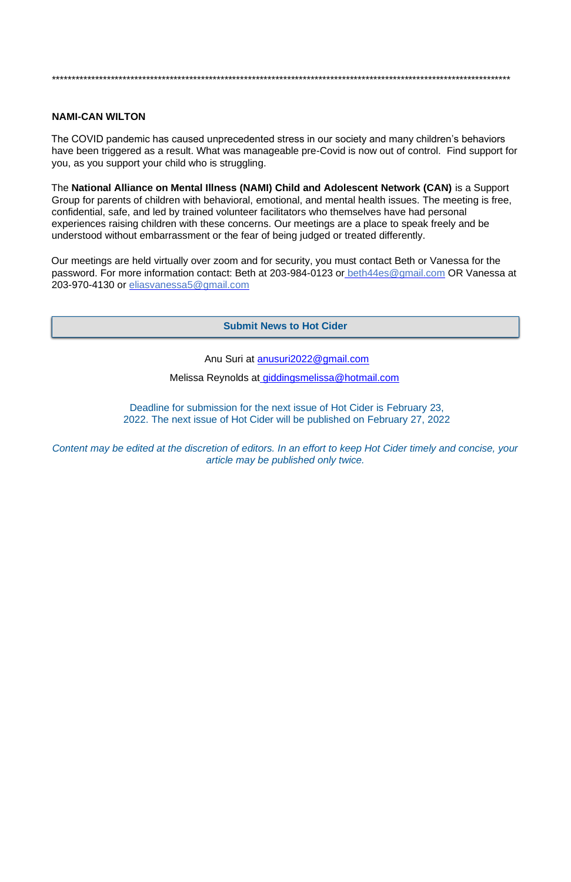**************************************************************************************************************

**NAMI-CAN WILTON**

The COVID pandemic has caused unprecedented stress in our society and many children's behaviors have been triggered as a result. What was manageable pre-Covid is now out of control.  Find support for you, as you support your child who is struggling.

The **National Alliance on Mental Illness (NAMI) Child and Adolescent Network (CAN)** is a Support Group for parents of children with behavioral, emotional, and mental health issues. The meeting is free, confidential, safe, and led by trained volunteer facilitators who themselves have had personal experiences raising children with these concerns. Our meetings are a place to speak freely and be understood without embarrassment or the fear of being judged or treated differently.

Our meetings are held virtually over zoom and for security, you must contact Beth or Vanessa for the password. For more information contact: Beth at 203-984-0123 or beth44es@gmail.com OR Vanessa at 203-970-4130 or eliasvanessa5@gmail.com

**Submit News to Hot Cider**

Anu Suri at anusuri2022@gmail.com

Melissa Reynolds at giddingsmelissa@hotmail.com

Deadline for submission for the next issue of Hot Cider is February 23, 2022. The next issue of Hot Cider will be published on February 27, 2022

*Content may be edited at the discretion of editors. In an effort to keep Hot Cider timely and concise, your article may be published only twice.*